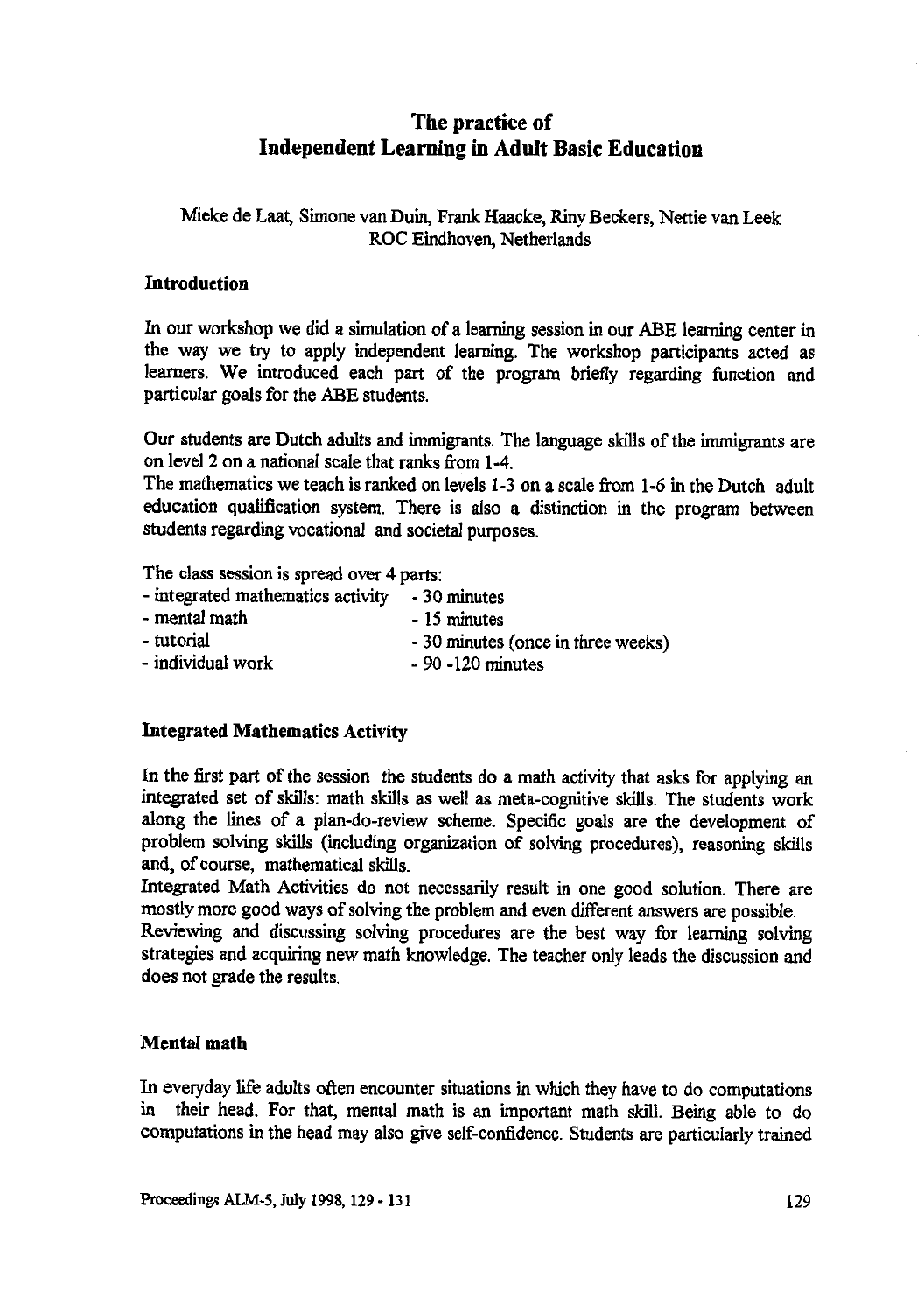# The practice of Independent Learning in Adult Basic Education

Mieke de Laat, Simone van Duin, Frank Haacke, Riny Beckers, Nettie van Leek
ROC Eindhoven, Netherlands

## Introduction

In our workshop we did a simulation of a learning session in our ABE learning center in the way we try to apply independent learning. The workshop participants acted as learners. We introduced each part of the program briefly regarding function and particular goals for the ABE students.

Our students are Dutch adults and immigrants. The language skills of the immigrants are on level 2 on a national scale that ranks from 1-4.
The mathematics we teach is ranked on levels 1-3 on a scale from 1-6 in the Dutch adult education qualification system. There is also a distinction in the program between students regarding vocational and societal purposes.

The class session is spread over 4 parts:

- integrated mathematics activity - 30 minutes
- mental math - 15 minutes
- tutorial - 30 minutes (once in three weeks)
- individual work - 90 -120 minutes

## Integrated Mathematics Activity

In the first part of the session the students do a math activity that asks for applying an integrated set of skills: math skills as well as meta-cognitive skills. The students work along the lines of a plan-do-review scheme. Specific goals are the development of problem solving skills (including organization of solving procedures), reasoning skills and, of course, mathematical skills.
Integrated Math Activities do not necessarily result in one good solution. There are mostly more good ways of solving the problem and even different answers are possible.
Reviewing and discussing solving procedures are the best way for learning solving strategies and acquiring new math knowledge. The teacher only leads the discussion and does not grade the results.

## Mental math

In everyday life adults often encounter situations in which they have to do computations in their head. For that, mental math is an important math skill. Being able to do computations in the head may also give self-confidence. Students are particularly trained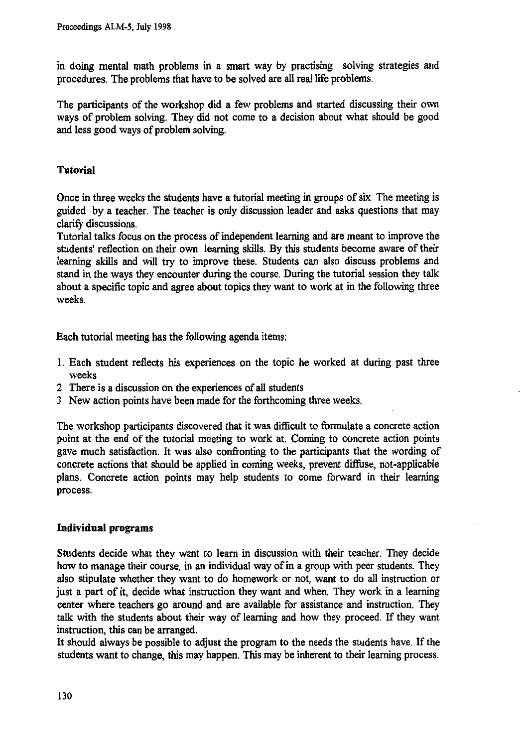in doing mental math problems in a smart way by practising solving strategies and procedures. The problems that have to be solved are all real life problems.

The participants of the workshop did a few problems and started discussing their own ways of problem solving. They did not come to a decision about what should be good and less good ways of problem solving.

### Tutorial

Once in three weeks the students have a tutorial meeting in groups of six. The meeting is guided by a teacher. The teacher is only discussion leader and asks questions that may clarify discussions.
Tutorial talks focus on the process of independent learning and are meant to improve the students' reflection on their own learning skills. By this students become aware of their learning skills and will try to improve these. Students can also discuss problems and stand in the ways they encounter during the course. During the tutorial session they talk about a specific topic and agree about topics they want to work at in the following three weeks.

Each tutorial meeting has the following agenda items:

1. Each student reflects his experiences on the topic he worked at during past three weeks
2. There is a discussion on the experiences of all students
3. New action points have been made for the forthcoming three weeks.

The workshop participants discovered that it was difficult to formulate a concrete action point at the end of the tutorial meeting to work at. Coming to concrete action points gave much satisfaction. It was also confronting to the participants that the wording of concrete actions that should be applied in coming weeks, prevent diffuse, not-applicable plans. Concrete action points may help students to come forward in their learning process.

### Individual programs

Students decide what they want to learn in discussion with their teacher. They decide how to manage their course, in an individual way of in a group with peer students. They also stipulate whether they want to do homework or not, want to do all instruction or just a part of it, decide what instruction they want and when. They work in a learning center where teachers go around and are available for assistance and instruction. They talk with the students about their way of learning and how they proceed. If they want instruction, this can be arranged.
It should always be possible to adjust the program to the needs the students have. If the students want to change, this may happen. This may be inherent to their learning process.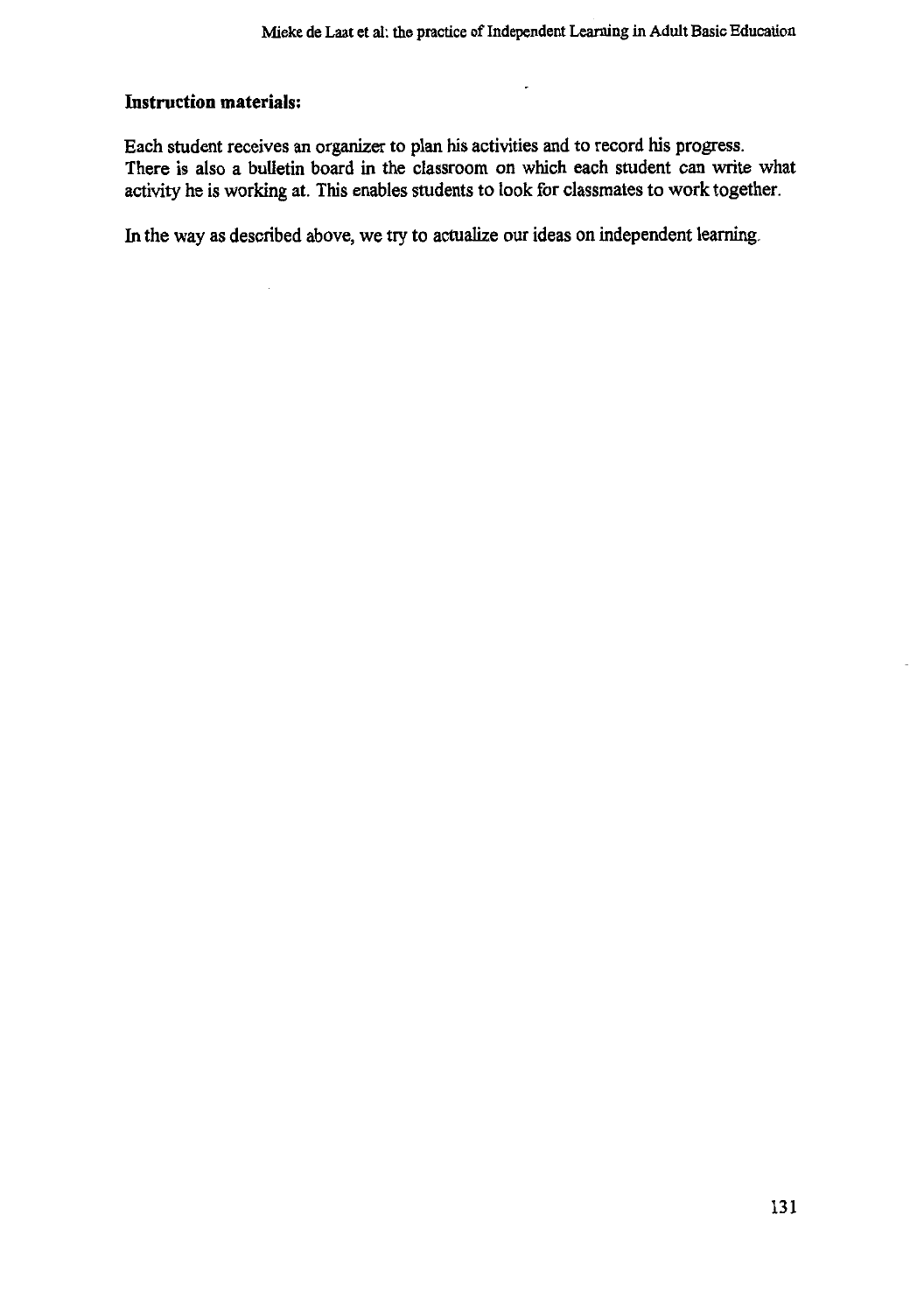**Instruction materials:**

Each student receives an organizer to plan his activities and to record his progress. There is also a bulletin board in the classroom on which each student can write what activity he is working at. This enables students to look for classmates to work together.

In the way as described above, we try to actualize our ideas on independent learning.